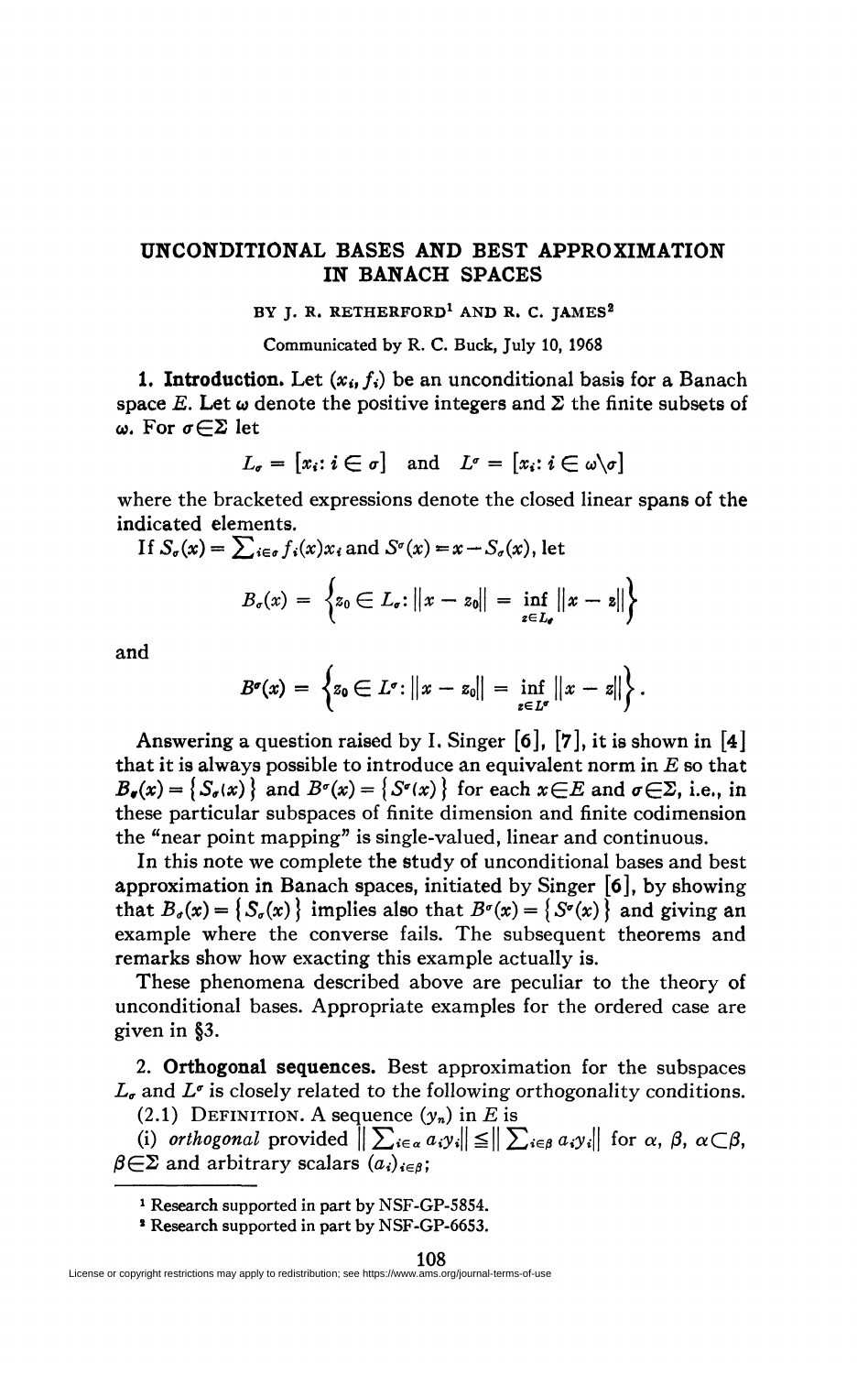# UNCONDITIONAL BASES AND BEST APPROXIMATION IN BANACH SPACES

BY J. R. RETHERFORD[1] AND R. C. JAMES[2]

Communicated by R. C. Buck, July 10, 1968

**1. Introduction.** Let $(x_i, f_i)$ be an unconditional basis for a Banach space $E$. Let $\omega$ denote the positive integers and $\Sigma$ the finite subsets of $\omega$. For $\sigma \in \Sigma$ let

$$L_\sigma = [x_i : i \in \sigma] \quad \text{and} \quad L^\sigma = [x_i : i \in \omega \backslash \sigma]$$

where the bracketed expressions denote the closed linear spans of the indicated elements.

If $S_\sigma(x) = \sum_{i \in \sigma} f_i(x) x_i$ and $S^\sigma(x) = x - S_\sigma(x)$, let

$$B_\sigma(x) = \left\{ z_0 \in L_\sigma : \|x - z_0\| = \inf_{z \in L_\sigma} \|x - z\| \right\}$$

and

$$B^\sigma(x) = \left\{ z_0 \in L^\sigma : \|x - z_0\| = \inf_{z \in L^\sigma} \|x - z\| \right\}.$$

Answering a question raised by I. Singer [6], [7], it is shown in [4] that it is always possible to introduce an equivalent norm in $E$ so that $B_\sigma(x) = \{S_\sigma(x)\}$ and $B^\sigma(x) = \{S^\sigma(x)\}$ for each $x \in E$ and $\sigma \in \Sigma$, i.e., in these particular subspaces of finite dimension and finite codimension the "near point mapping" is single-valued, linear and continuous.

In this note we complete the study of unconditional bases and best approximation in Banach spaces, initiated by Singer [6], by showing that $B_\sigma(x) = \{S_\sigma(x)\}$ implies also that $B^\sigma(x) = \{S^\sigma(x)\}$ and giving an example where the converse fails. The subsequent theorems and remarks show how exacting this example actually is.

These phenomena described above are peculiar to the theory of unconditional bases. Appropriate examples for the ordered case are given in §3.

**2. Orthogonal sequences.** Best approximation for the subspaces $L_\sigma$ and $L^\sigma$ is closely related to the following orthogonality conditions.

(2.1) DEFINITION. A sequence $(y_n)$ in $E$ is

(i) *orthogonal* provided $\left\| \sum_{i \in \alpha} a_i y_i \right\| \leqq \left\| \sum_{i \in \beta} a_i y_i \right\|$ for $\alpha$, $\beta$, $\alpha \subset \beta$, $\beta \in \Sigma$ and arbitrary scalars $(a_i)_{i \in \beta}$;

---

[1] Research supported in part by NSF-GP-5854.

[2] Research supported in part by NSF-GP-6653.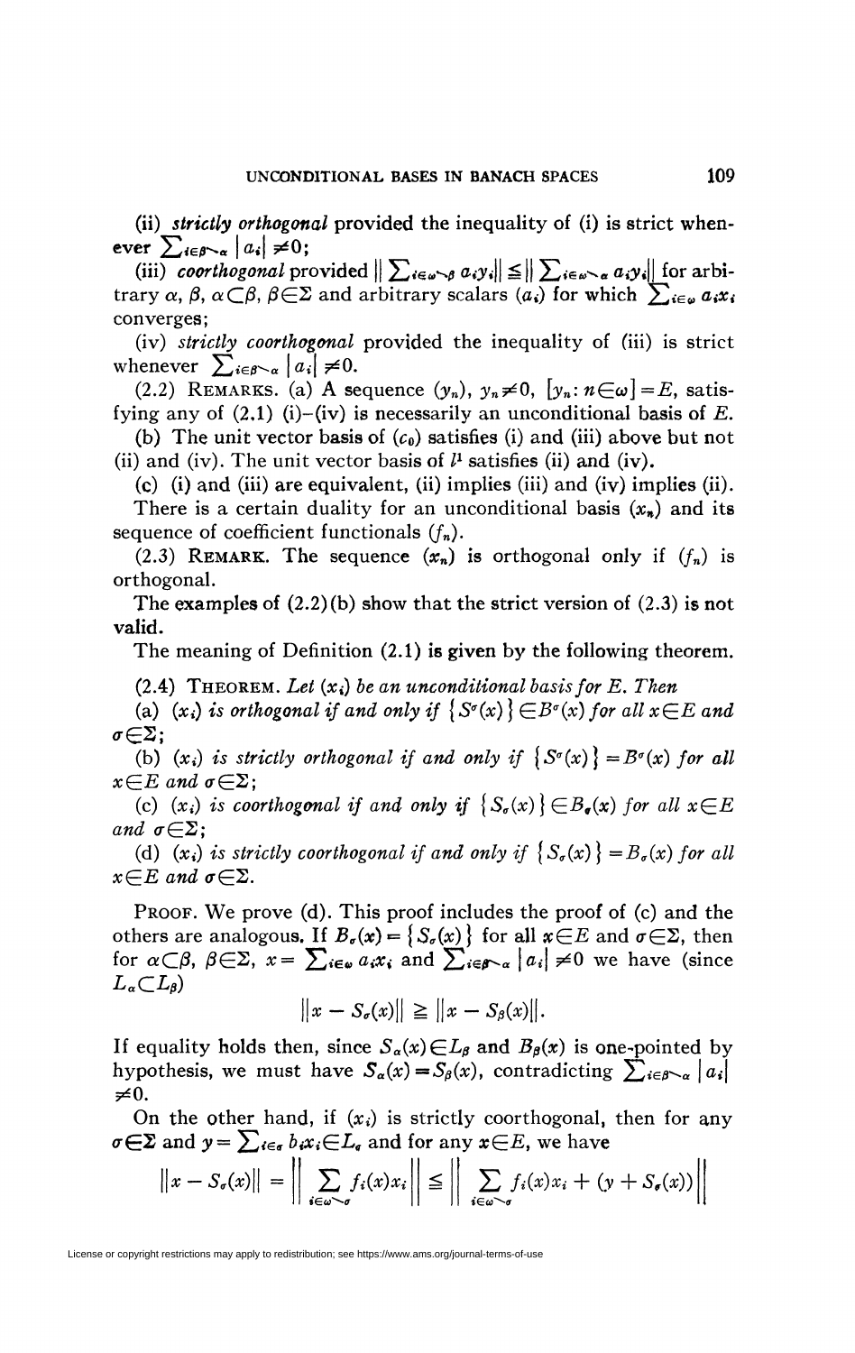(ii) ***strictly orthogonal*** provided the inequality of (i) is strict whenever $\sum_{i\in\beta\setminus\alpha} |a_i| \neq 0$;

(iii) *coorthogonal* provided $\| \sum_{i\in\omega\setminus\beta} a_i y_i \| \leqq \| \sum_{i\in\omega\setminus\alpha} a_i y_i \|$ for arbitrary $\alpha$, $\beta$, $\alpha \subset \beta$, $\beta \in \Sigma$ and arbitrary scalars $(a_i)$ for which $\sum_{i\in\omega} a_i x_i$ converges;

(iv) *strictly coorthogonal* provided the inequality of (iii) is strict whenever $\sum_{i\in\beta\setminus\alpha} |a_i| \neq 0$.

(2.2) REMARKS. (a) A sequence $(y_n)$, $y_n \neq 0$, $[y_n : n \in \omega] = E$, satisfying any of (2.1) (i)–(iv) is necessarily an unconditional basis of $E$.

(b) The unit vector basis of $(c_0)$ satisfies (i) and (iii) above but not (ii) and (iv). The unit vector basis of $l^1$ satisfies (ii) and (iv).

(c) (i) and (iii) are equivalent, (ii) implies (iii) and (iv) implies (ii).

There is a certain duality for an unconditional basis $(x_n)$ and its sequence of coefficient functionals $(f_n)$.

(2.3) REMARK. The sequence $(x_n)$ is orthogonal only if $(f_n)$ is orthogonal.

The examples of (2.2)(b) show that the strict version of (2.3) is not valid.

The meaning of Definition (2.1) is given by the following theorem.

(2.4) THEOREM. *Let $(x_i)$ be an unconditional basis for $E$. Then*

(a) *$(x_i)$ is orthogonal if and only if $\{S^\sigma(x)\} \in B^\sigma(x)$ for all $x \in E$ and $\sigma \in \Sigma$;*

(b) *$(x_i)$ is strictly orthogonal if and only if $\{S^\sigma(x)\} = B^\sigma(x)$ for all $x \in E$ and $\sigma \in \Sigma$;*

(c) *$(x_i)$ is coorthogonal if and only if $\{S_\sigma(x)\} \in B_\sigma(x)$ for all $x \in E$ and $\sigma \in \Sigma$;*

(d) *$(x_i)$ is strictly coorthogonal if and only if $\{S_\sigma(x)\} = B_\sigma(x)$ for all $x \in E$ and $\sigma \in \Sigma$.*

PROOF. We prove (d). This proof includes the proof of (c) and the others are analogous. If $B_\sigma(x) = \{S_\sigma(x)\}$ for all $x \in E$ and $\sigma \in \Sigma$, then for $\alpha \subset \beta$, $\beta \in \Sigma$, $x = \sum_{i\in\omega} a_i x_i$ and $\sum_{i\in\beta\setminus\alpha} |a_i| \neq 0$ we have (since $L_\alpha \subset L_\beta$)

$$\|x - S_\sigma(x)\| \geqq \|x - S_\beta(x)\|.$$

If equality holds then, since $S_\alpha(x) \in L_\beta$ and $B_\beta(x)$ is one-pointed by hypothesis, we must have $S_\alpha(x) = S_\beta(x)$, contradicting $\sum_{i\in\beta\setminus\alpha} |a_i| \neq 0$.

On the other hand, if $(x_i)$ is strictly coorthogonal, then for any $\sigma \in \Sigma$ and $y = \sum_{i\in\sigma} b_i x_i \in L_\sigma$ and for any $x \in E$, we have

$$\|x - S_\sigma(x)\| = \left\| \sum_{i\in\omega\setminus\sigma} f_i(x) x_i \right\| \leqq \left\| \sum_{i\in\omega\setminus\sigma} f_i(x) x_i + (y + S_\sigma(x)) \right\|$$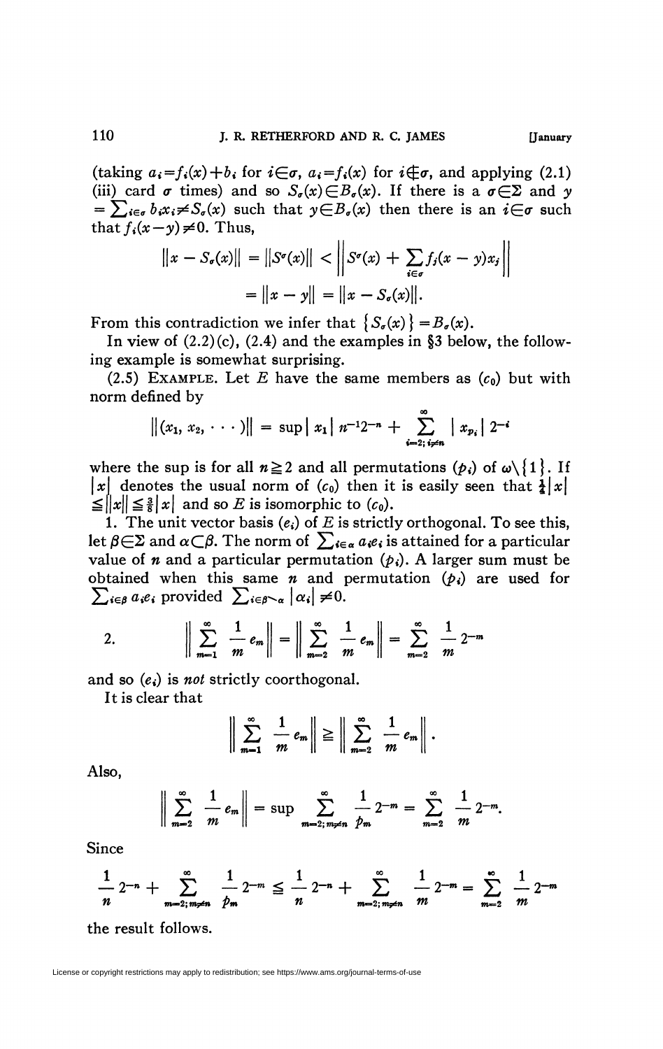(taking $a_i = f_i(x) + b_i$ for $i \in \sigma$, $a_i = f_i(x)$ for $i \notin \sigma$, and applying (2.1) (iii) card $\sigma$ times) and so $S_\sigma(x) \in B_\sigma(x)$. If there is a $\sigma \in \Sigma$ and $y = \sum_{i \in \sigma} b_i x_i \neq S_\sigma(x)$ such that $y \in B_\sigma(x)$ then there is an $i \in \sigma$ such that $f_i(x-y) \neq 0$. Thus,

$$\|x - S_\sigma(x)\| = \|S^\sigma(x)\| < \left\| S^\sigma(x) + \sum_{i \in \sigma} f_j(x-y) x_j \right\|$$
$$= \|x - y\| = \|x - S_\sigma(x)\|.$$

From this contradiction we infer that $\{S_\sigma(x)\} = B_\sigma(x)$.

In view of (2.2)(c), (2.4) and the examples in §3 below, the following example is somewhat surprising.

(2.5) Example. Let $E$ have the same members as $(c_0)$ but with norm defined by

$$\|(x_1, x_2, \cdots)\| = \sup |x_1| n^{-1} 2^{-n} + \sum_{i=2;\, i \neq n}^{\infty} |x_{p_i}| 2^{-i}$$

where the sup is for all $n \geqq 2$ and all permutations $(p_i)$ of $\omega \setminus \{1\}$. If $|x|$ denotes the usual norm of $(c_0)$ then it is easily seen that $\frac{1}{4}|x| \leqq \|x\| \leqq \frac{3}{8}|x|$ and so $E$ is isomorphic to $(c_0)$.

1. The unit vector basis $(e_i)$ of $E$ is strictly orthogonal. To see this, let $\beta \in \Sigma$ and $\alpha \subset \beta$. The norm of $\sum_{i \in \alpha} a_i e_i$ is attained for a particular value of $n$ and a particular permutation $(p_i)$. A larger sum must be obtained when this same $n$ and permutation $(p_i)$ are used for $\sum_{i \in \beta} a_i e_i$ provided $\sum_{i \in \beta \setminus \alpha} |\alpha_i| \neq 0$.

2. $$\left\| \sum_{m=1}^{\infty} \frac{1}{m} e_m \right\| = \left\| \sum_{m=2}^{\infty} \frac{1}{m} e_m \right\| = \sum_{m=2}^{\infty} \frac{1}{m} 2^{-m}$$

and so $(e_i)$ is *not* strictly coorthogonal.

It is clear that

$$\left\| \sum_{m=1}^{\infty} \frac{1}{m} e_m \right\| \geqq \left\| \sum_{m=2}^{\infty} \frac{1}{m} e_m \right\|.$$

Also,

$$\left\| \sum_{m=2}^{\infty} \frac{1}{m} e_m \right\| = \sup \sum_{m=2;\, m \neq n}^{\infty} \frac{1}{p_m} 2^{-m} = \sum_{m=2}^{\infty} \frac{1}{m} 2^{-m}.$$

Since

$$\frac{1}{n} 2^{-n} + \sum_{m=2;\, m \neq n}^{\infty} \frac{1}{p_m} 2^{-m} \leqq \frac{1}{n} 2^{-n} + \sum_{m=2;\, m \neq n}^{\infty} \frac{1}{m} 2^{-m} = \sum_{m=2}^{\infty} \frac{1}{m} 2^{-m}$$

the result follows.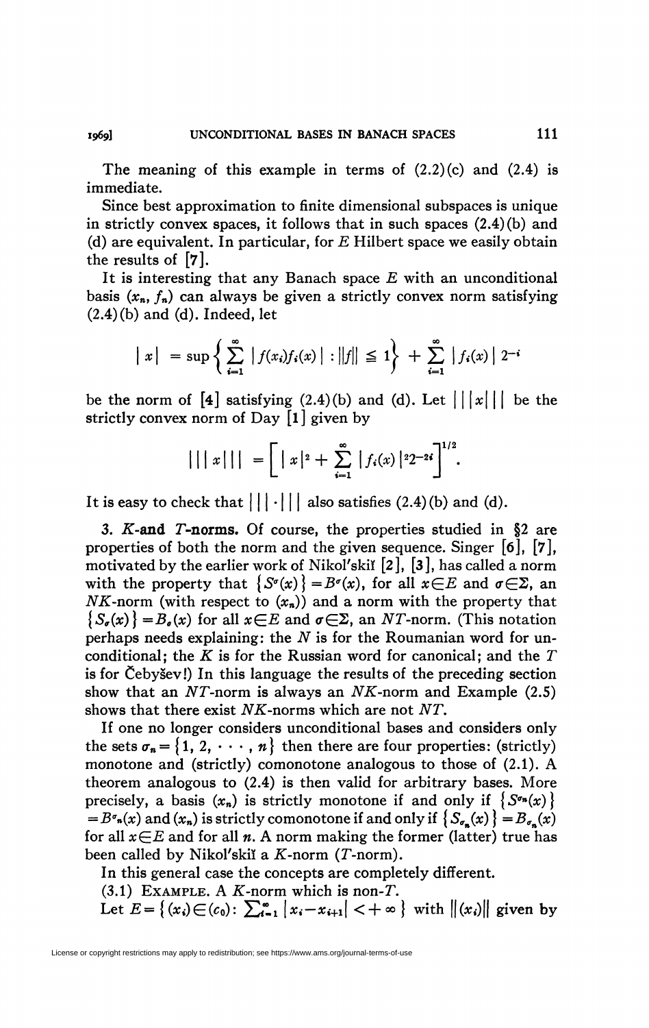The meaning of this example in terms of (2.2)(c) and (2.4) is immediate.

Since best approximation to finite dimensional subspaces is unique in strictly convex spaces, it follows that in such spaces (2.4)(b) and (d) are equivalent. In particular, for $E$ Hilbert space we easily obtain the results of [7].

It is interesting that any Banach space $E$ with an unconditional basis $(x_n, f_n)$ can always be given a strictly convex norm satisfying (2.4)(b) and (d). Indeed, let

$$|x| = \sup\left\{ \sum_{i=1}^{\infty} |f(x_i)f_i(x)| : \|f\| \leq 1 \right\} + \sum_{i=1}^{\infty} |f_i(x)| 2^{-i}$$

be the norm of [4] satisfying (2.4)(b) and (d). Let $|||x|||$ be the strictly convex norm of Day [1] given by

$$|||x||| = \left[ |x|^2 + \sum_{i=1}^{\infty} |f_i(x)|^2 2^{-2i} \right]^{1/2}.$$

It is easy to check that $|||\cdot|||$ also satisfies (2.4)(b) and (d).

## 3. $K$-and $T$-norms.

Of course, the properties studied in §2 are properties of both the norm and the given sequence. Singer [6], [7], motivated by the earlier work of Nikol'skiĭ [2], [3], has called a norm with the property that $\{S^\sigma(x)\} = B^\sigma(x)$, for all $x \in E$ and $\sigma \in \Sigma$, an $NK$-norm (with respect to $(x_n)$) and a norm with the property that $\{S_\sigma(x)\} = B_\sigma(x)$ for all $x \in E$ and $\sigma \in \Sigma$, an $NT$-norm. (This notation perhaps needs explaining: the $N$ is for the Roumanian word for unconditional; the $K$ is for the Russian word for canonical; and the $T$ is for Čebyšev!) In this language the results of the preceding section show that an $NT$-norm is always an $NK$-norm and Example (2.5) shows that there exist $NK$-norms which are not $NT$.

If one no longer considers unconditional bases and considers only the sets $\sigma_n = \{1, 2, \cdots, n\}$ then there are four properties: (strictly) monotone and (strictly) comonotone analogous to those of (2.1). A theorem analogous to (2.4) is then valid for arbitrary bases. More precisely, a basis $(x_n)$ is strictly monotone if and only if $\{S^{\sigma_n}(x)\} = B^{\sigma_n}(x)$ and $(x_n)$ is strictly comonotone if and only if $\{S_{\sigma_n}(x)\} = B_{\sigma_n}(x)$ for all $x \in E$ and for all $n$. A norm making the former (latter) true has been called by Nikol'skiĭ a $K$-norm ($T$-norm).

In this general case the concepts are completely different.

(3.1) Example. A $K$-norm which is non-$T$.

Let $E = \{(x_i) \in (c_0): \sum_{i=1}^{\infty} |x_i - x_{i+1}| < +\infty\}$ with $\|(x_i)\|$ given by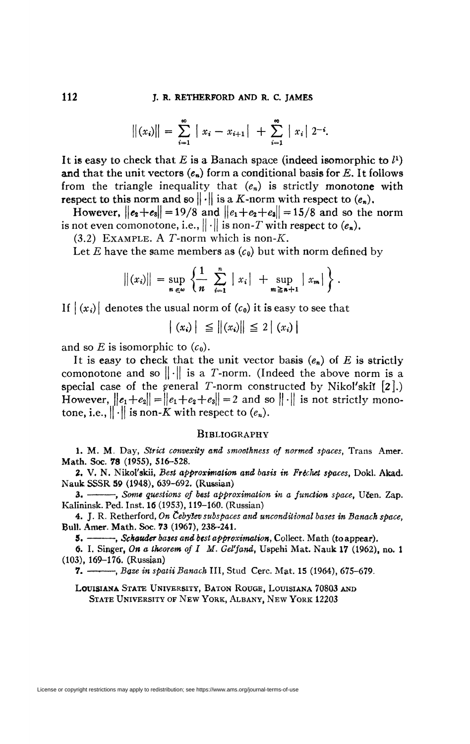$$\|(x_i)\| = \sum_{i=1}^{\infty} |x_i - x_{i+1}| + \sum_{i=1}^{\infty} |x_i| 2^{-i}.$$

It is easy to check that $E$ is a Banach space (indeed isomorphic to $l^1$) and that the unit vectors $(e_n)$ form a conditional basis for $E$. It follows from the triangle inequality that $(e_n)$ is strictly monotone with respect to this norm and so $\|\cdot\|$ is a $K$-norm with respect to $(e_n)$.

However, $\|e_2+e_3\| = 19/8$ and $\|e_1+e_2+e_3\| = 15/8$ and so the norm is not even comonotone, i.e., $\|\cdot\|$ is non-$T$ with respect to $(e_n)$.

(3.2) EXAMPLE. A $T$-norm which is non-$K$.

Let $E$ have the same members as $(c_0)$ but with norm defined by

$$\|(x_i)\| = \sup_{n \in \omega} \left\{ \frac{1}{n} \sum_{i=1}^{n} |x_i| + \sup_{m \geqq n+1} |x_m| \right\}.$$

If $|(x_i)|$ denotes the usual norm of $(c_0)$ it is easy to see that

$$|(x_i)| \leqq \|(x_i)\| \leqq 2|(x_i)|$$

and so $E$ is isomorphic to $(c_0)$.

It is easy to check that the unit vector basis $(e_n)$ of $E$ is strictly comonotone and so $\|\cdot\|$ is a $T$-norm. (Indeed the above norm is a special case of the general $T$-norm constructed by Nikol'skiĭ [2].) However, $\|e_1+e_2\| = \|e_1+e_2+e_3\| = 2$ and so $\|\cdot\|$ is not strictly monotone, i.e., $\|\cdot\|$ is non-$K$ with respect to $(e_n)$.

## BIBLIOGRAPHY

1. M. M. Day, *Strict convexity and smoothness of normed spaces*, Trans Amer. Math. Soc. **78** (1955), 516–528.

2. V. N. Nikol'skii, *Best approximation and basis in Fréchet spaces*, Dokl. Akad. Nauk SSSR **59** (1948), 639–692. (Russian)

3. ———, *Some questions of best approximation in a function space*, Učen. Zap. Kalininsk. Ped. Inst. **16** (1953), 119–160. (Russian)

4. J. R. Retherford, *On Čebyšev subspaces and unconditional bases in Banach space*, Bull. Amer. Math. Soc. **73** (1967), 238–241.

5. ———, *Schauder bases and best approximation*, Collect. Math (to appear).

6. I. Singer, *On a theorem of I M. Gel'fand*, Uspehi Mat. Nauk **17** (1962), no. 1 (103), 169–176. (Russian)

7. ———, *Baze in spatii Banach* III, Stud Cerc. Mat. **15** (1964), 675–679.

LOUISIANA STATE UNIVERSITY, BATON ROUGE, LOUISIANA 70803 AND STATE UNIVERSITY OF NEW YORK, ALBANY, NEW YORK 12203